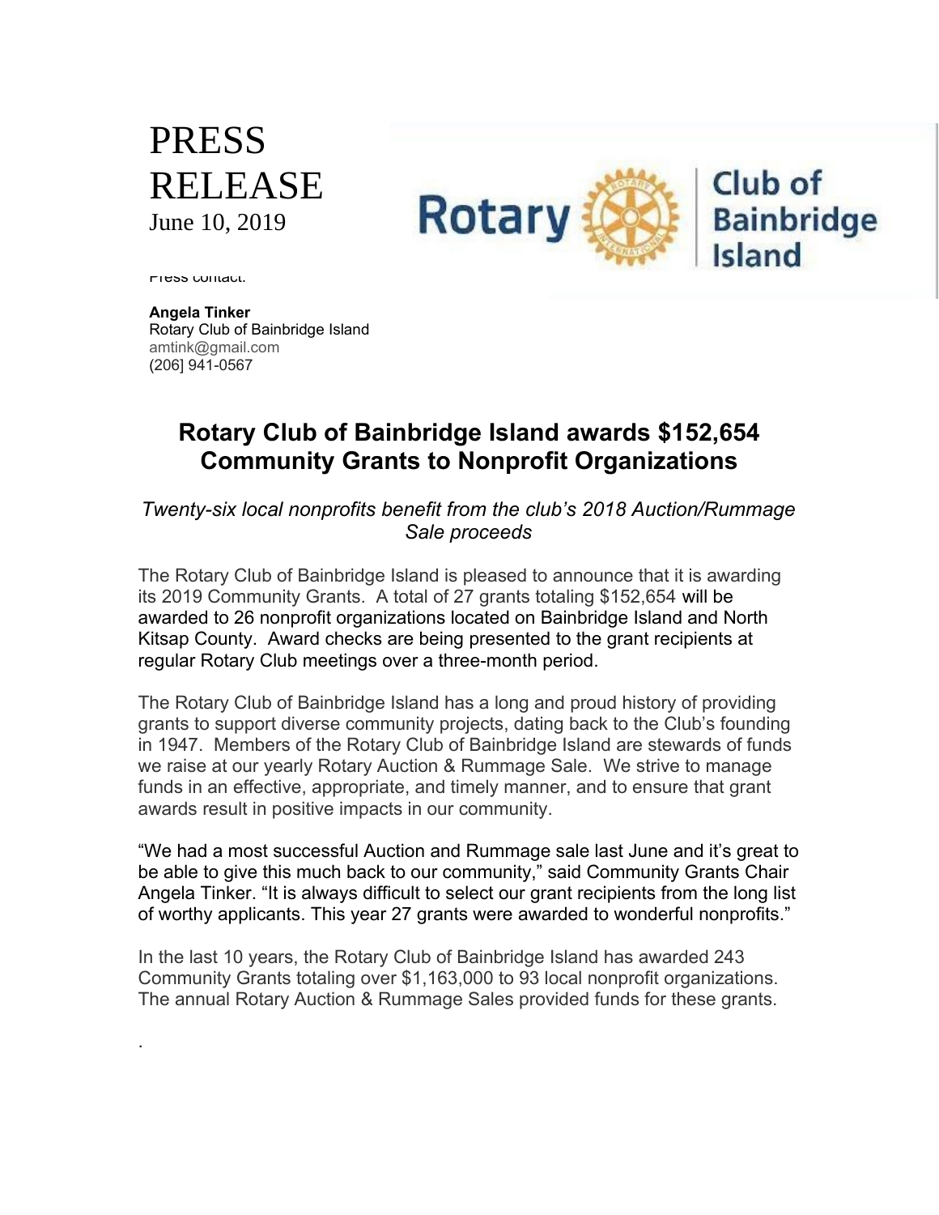# PRESS RELEASE

June 10, 2019

Press contact:

**Angela Tinker**
Rotary Club of Bainbridge Island
amtink@gmail.com
(206] 941-0567

## Rotary Club of Bainbridge Island awards $152,654 Community Grants to Nonprofit Organizations

*Twenty-six local nonprofits benefit from the club's 2018 Auction/Rummage Sale proceeds*

The Rotary Club of Bainbridge Island is pleased to announce that it is awarding its 2019 Community Grants. A total of 27 grants totaling $152,654 will be awarded to 26 nonprofit organizations located on Bainbridge Island and North Kitsap County. Award checks are being presented to the grant recipients at regular Rotary Club meetings over a three-month period.

The Rotary Club of Bainbridge Island has a long and proud history of providing grants to support diverse community projects, dating back to the Club's founding in 1947. Members of the Rotary Club of Bainbridge Island are stewards of funds we raise at our yearly Rotary Auction & Rummage Sale. We strive to manage funds in an effective, appropriate, and timely manner, and to ensure that grant awards result in positive impacts in our community.

"We had a most successful Auction and Rummage sale last June and it's great to be able to give this much back to our community," said Community Grants Chair Angela Tinker. "It is always difficult to select our grant recipients from the long list of worthy applicants. This year 27 grants were awarded to wonderful nonprofits."

In the last 10 years, the Rotary Club of Bainbridge Island has awarded 243 Community Grants totaling over $1,163,000 to 93 local nonprofit organizations. The annual Rotary Auction & Rummage Sales provided funds for these grants.

.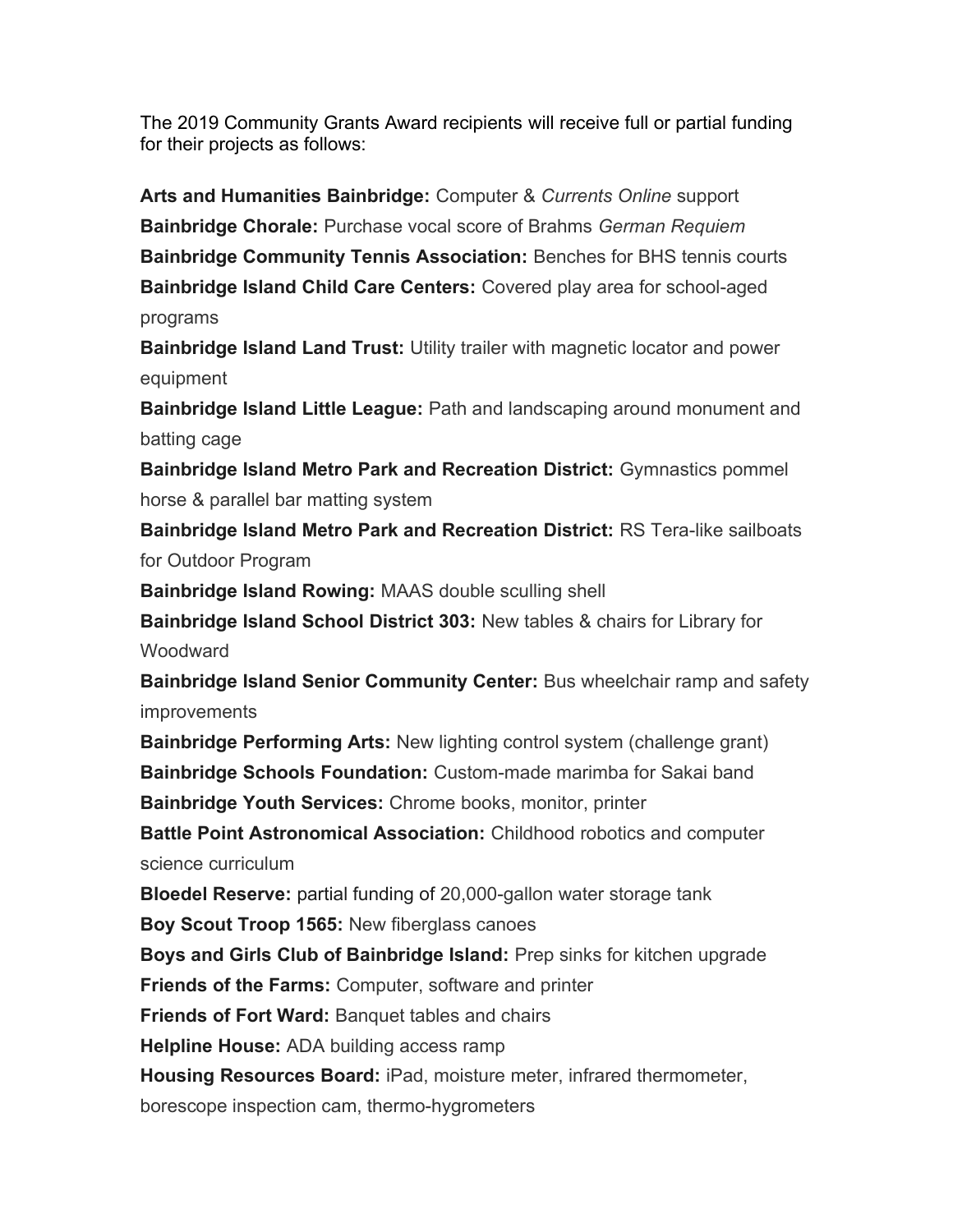The 2019 Community Grants Award recipients will receive full or partial funding for their projects as follows:

**Arts and Humanities Bainbridge:** Computer & *Currents Online* support

**Bainbridge Chorale:** Purchase vocal score of Brahms *German Requiem*

**Bainbridge Community Tennis Association:** Benches for BHS tennis courts

**Bainbridge Island Child Care Centers:** Covered play area for school-aged programs

**Bainbridge Island Land Trust:** Utility trailer with magnetic locator and power equipment

**Bainbridge Island Little League:** Path and landscaping around monument and batting cage

**Bainbridge Island Metro Park and Recreation District:** Gymnastics pommel horse & parallel bar matting system

**Bainbridge Island Metro Park and Recreation District:** RS Tera-like sailboats for Outdoor Program

**Bainbridge Island Rowing:** MAAS double sculling shell

**Bainbridge Island School District 303:** New tables & chairs for Library for Woodward

**Bainbridge Island Senior Community Center:** Bus wheelchair ramp and safety improvements

**Bainbridge Performing Arts:** New lighting control system (challenge grant)

**Bainbridge Schools Foundation:** Custom-made marimba for Sakai band

**Bainbridge Youth Services:** Chrome books, monitor, printer

**Battle Point Astronomical Association:** Childhood robotics and computer science curriculum

**Bloedel Reserve:** partial funding of 20,000-gallon water storage tank

**Boy Scout Troop 1565:** New fiberglass canoes

**Boys and Girls Club of Bainbridge Island:** Prep sinks for kitchen upgrade

**Friends of the Farms:** Computer, software and printer

**Friends of Fort Ward:** Banquet tables and chairs

**Helpline House:** ADA building access ramp

**Housing Resources Board:** iPad, moisture meter, infrared thermometer, borescope inspection cam, thermo-hygrometers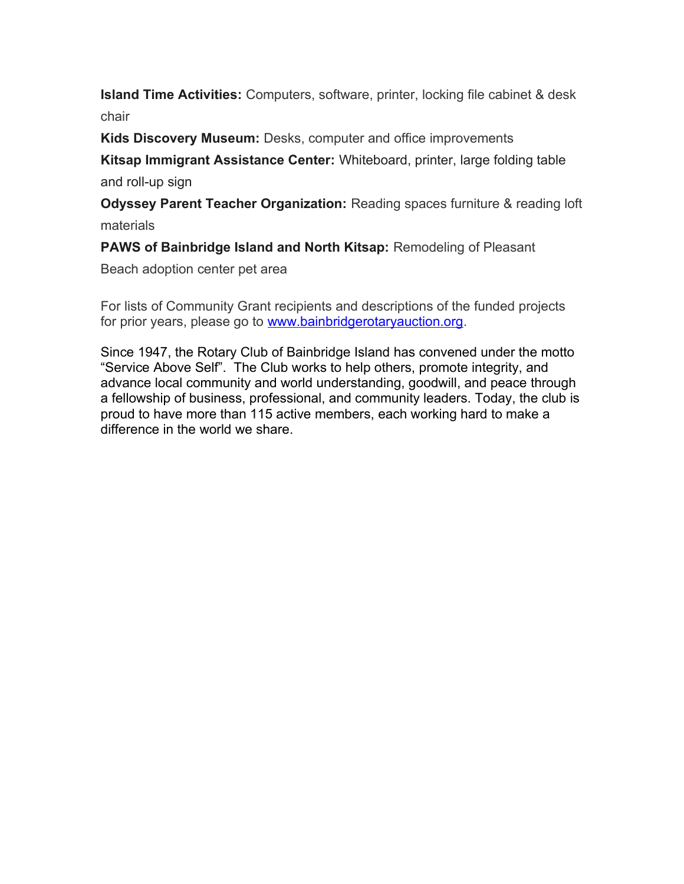**Island Time Activities:** Computers, software, printer, locking file cabinet & desk chair

**Kids Discovery Museum:** Desks, computer and office improvements

**Kitsap Immigrant Assistance Center:** Whiteboard, printer, large folding table and roll-up sign

**Odyssey Parent Teacher Organization:** Reading spaces furniture & reading loft materials

**PAWS of Bainbridge Island and North Kitsap:** Remodeling of Pleasant Beach adoption center pet area

For lists of Community Grant recipients and descriptions of the funded projects for prior years, please go to [www.bainbridgerotaryauction.org](http://www.bainbridgerotaryauction.org).

Since 1947, the Rotary Club of Bainbridge Island has convened under the motto "Service Above Self". The Club works to help others, promote integrity, and advance local community and world understanding, goodwill, and peace through a fellowship of business, professional, and community leaders. Today, the club is proud to have more than 115 active members, each working hard to make a difference in the world we share.